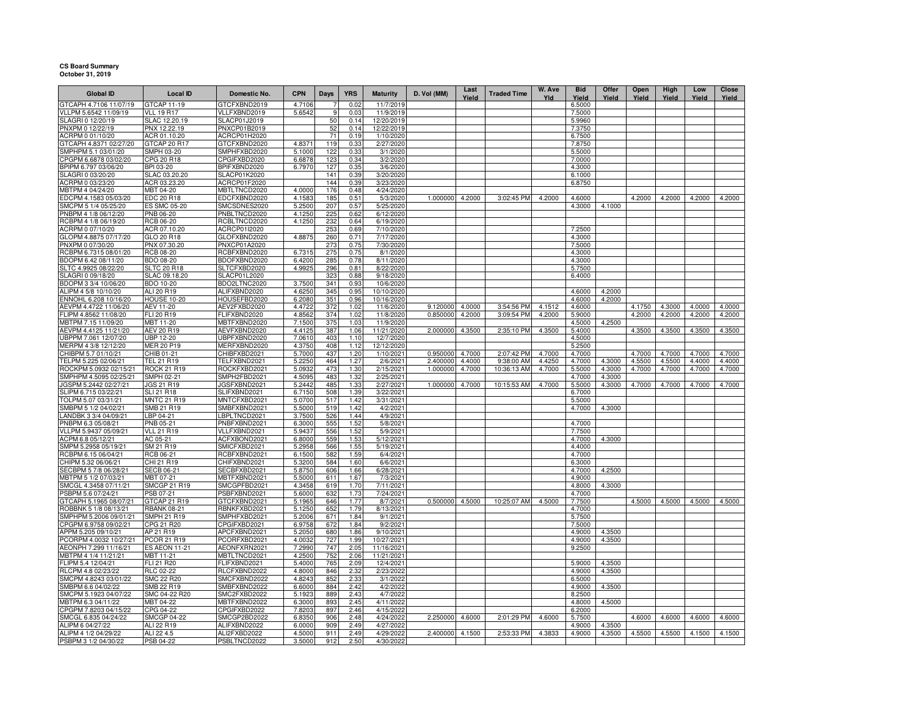**CS Board Summary**
**October 31, 2019**

| Global ID | Local ID | Domestic No. | CPN | Days | YRS | Maturity | D. Vol (MM) | Last Yield | Traded Time | W. Ave Yld | Bid Yield | Offer Yield | Open Yield | High Yield | Low Yield | Close Yield |
|---|---|---|---|---|---|---|---|---|---|---|---|---|---|---|---|---|
| GTCAPH 4.7106 11/07/19 | GTCAP 11-19 | GTCFXBND2019 | 4.7106 | 7 | 0.02 | 11/7/2019 | | | | | 6.5000 | | | | | |
| VLLPM 5.6542 11/09/19 | VLL 19 R17 | VLLFXBND2019 | 5.6542 | 9 | 0.03 | 11/9/2019 | | | | | 7.5000 | | | | | |
| SLAGRI 0 12/20/19 | SLAC 12.20.19 | SLACP01J2019 | | 50 | 0.14 | 12/20/2019 | | | | | 5.9960 | | | | | |
| PNXPM 0 12/22/19 | PNX 12.22.19 | PNXCP01B2019 | | 52 | 0.14 | 12/22/2019 | | | | | 7.3750 | | | | | |
| ACRPM 0 01/10/20 | ACR 01.10.20 | ACRCP01H2020 | | 71 | 0.19 | 1/10/2020 | | | | | 6.7500 | | | | | |
| GTCAPH 4.8371 02/27/20 | GTCAP 20 R17 | GTCFXBND2020 | 4.8371 | 119 | 0.33 | 2/27/2020 | | | | | 7.8750 | | | | | |
| SMPHPM 5.1 03/01/20 | SMPH 03-20 | SMPHFXBD2020 | 5.1000 | 122 | 0.33 | 3/1/2020 | | | | | 5.5000 | | | | | |
| CPGPM 6.6878 03/02/20 | CPG 20 R18 | CPGIFXBD2020 | 6.6878 | 123 | 0.34 | 3/2/2020 | | | | | 7.0000 | | | | | |
| BPIPM 6.797 03/06/20 | BPI 03-20 | BPIFXBND2020 | 6.7970 | 127 | 0.35 | 3/6/2020 | | | | | 4.3000 | | | | | |
| SLAGRI 0 03/20/20 | SLAC 03.20.20 | SLACP01K2020 | | 141 | 0.39 | 3/20/2020 | | | | | 6.1000 | | | | | |
| ACRPM 0 03/23/20 | ACR 03.23.20 | ACRCP01F2020 | | 144 | 0.39 | 3/23/2020 | | | | | 6.8750 | | | | | |
| MBTPM 4 04/24/20 | MBT 04-20 | MBTLTNCD2020 | 4.0000 | 176 | 0.48 | 4/24/2020 | | | | | | | | | | |
| EDCPM 4.1583 05/03/20 | EDC 20 R18 | EDCFXBND2020 | 4.1583 | 185 | 0.51 | 5/3/2020 | 1.000000 | 4.2000 | 3:02:45 PM | 4.2000 | 4.6000 | | 4.2000 | 4.2000 | 4.2000 | 4.2000 |
| SMCPM 5 1/4 05/25/20 | ES SMC 05-20 | SMCSDNES2020 | 5.2500 | 207 | 0.57 | 5/25/2020 | | | | | 4.3000 | 4.1000 | | | | |
| PNBPM 4 1/8 06/12/20 | PNB 06-20 | PNBLTNCD2020 | 4.1250 | 225 | 0.62 | 6/12/2020 | | | | | | | | | | |
| RCBPM 4 1/8 06/19/20 | RCB 06-20 | RCBLTNCD2020 | 4.1250 | 232 | 0.64 | 6/19/2020 | | | | | | | | | | |
| ACRPM 0 07/10/20 | ACR 07.10.20 | ACRCP01I2020 | | 253 | 0.69 | 7/10/2020 | | | | | 7.2500 | | | | | |
| GLOPM 4.8875 07/17/20 | GLO 20 R18 | GLOFXBND2020 | 4.8875 | 260 | 0.71 | 7/17/2020 | | | | | 4.3000 | | | | | |
| PNXPM 0 07/30/20 | PNX 07.30.20 | PNXCP01A2020 | | 273 | 0.75 | 7/30/2020 | | | | | 7.5000 | | | | | |
| RCBPM 6.7315 08/01/20 | RCB 08-20 | RCBFXBND2020 | 6.7315 | 275 | 0.75 | 8/1/2020 | | | | | 4.3000 | | | | | |
| BDOPM 6.42 08/11/20 | BDO 08-20 | BDOFXBND2020 | 6.4200 | 285 | 0.78 | 8/11/2020 | | | | | 4.3000 | | | | | |
| SLTC 4.9925 08/22/20 | SLTC 20 R18 | SLTCFXBD2020 | 4.9925 | 296 | 0.81 | 8/22/2020 | | | | | 5.7500 | | | | | |
| SLAGRI 0 09/18/20 | SLAC 09.18.20 | SLACP01L2020 | | 323 | 0.88 | 9/18/2020 | | | | | 6.4000 | | | | | |
| BDOPM 3 3/4 10/06/20 | BDO 10-20 | BDO2LTNC2020 | 3.7500 | 341 | 0.93 | 10/6/2020 | | | | | | | | | | |
| ALIPM 4 5/8 10/10/20 | ALI 20 R19 | ALIFXBND2020 | 4.6250 | 345 | 0.95 | 10/10/2020 | | | | | 4.6000 | 4.2000 | | | | |
| ENNOHL 6.208 10/16/20 | HOUSE 10-20 | HOUSEFBD2020 | 6.2080 | 351 | 0.96 | 10/16/2020 | | | | | 4.6000 | 4.2000 | | | | |
| AEVPM 4.4722 11/06/20 | AEV 11-20 | AEV2FXBD2020 | 4.4722 | 372 | 1.02 | 11/6/2020 | 9.120000 | 4.0000 | 3:54:56 PM | 4.1512 | 4.6000 | | 4.1750 | 4.3000 | 4.0000 | 4.0000 |
| FLIPM 4.8562 11/08/20 | FLI 20 R19 | FLIFXBND2020 | 4.8562 | 374 | 1.02 | 11/8/2020 | 0.850000 | 4.2000 | 3:09:54 PM | 4.2000 | 5.9000 | | 4.2000 | 4.2000 | 4.2000 | 4.2000 |
| MBTPM 7.15 11/09/20 | MBT 11-20 | MBTFXBND2020 | 7.1500 | 375 | 1.03 | 11/9/2020 | | | | | 4.5000 | 4.2500 | | | | |
| AEVPM 4.4125 11/21/20 | AEV 20 R19 | AEVFXBND2020 | 4.4125 | 387 | 1.06 | 11/21/2020 | 2.000000 | 4.3500 | 2:35:10 PM | 4.3500 | 5.4000 | | 4.3500 | 4.3500 | 4.3500 | 4.3500 |
| UBPPM 7.061 12/07/20 | UBP 12-20 | UBPFXBND2020 | 7.0610 | 403 | 1.10 | 12/7/2020 | | | | | 4.5000 | | | | | |
| MERPM 4 3/8 12/12/20 | MER 20 P19 | MERFXBND2020 | 4.3750 | 408 | 1.12 | 12/12/2020 | | | | | 5.2500 | | | | | |
| CHIBPM 5.7 01/10/21 | CHIB 01-21 | CHIBFXBD2021 | 5.7000 | 437 | 1.20 | 1/10/2021 | 0.950000 | 4.7000 | 2:07:42 PM | 4.7000 | 4.7000 | | 4.7000 | 4.7000 | 4.7000 | 4.7000 |
| TELPM 5.225 02/06/21 | TEL 21 R19 | TELFXBND2021 | 5.2250 | 464 | 1.27 | 2/6/2021 | 2.400000 | 4.4000 | 9:38:00 AM | 4.4250 | 4.7000 | 4.3000 | 4.5500 | 4.5500 | 4.4000 | 4.4000 |
| ROCKPM 5.0932 02/15/21 | ROCK 21 R19 | ROCKFXBD2021 | 5.0932 | 473 | 1.30 | 2/15/2021 | 1.000000 | 4.7000 | 10:36:13 AM | 4.7000 | 5.5000 | 4.3000 | 4.7000 | 4.7000 | 4.7000 | 4.7000 |
| SMPHPM 4.5095 02/25/21 | SMPH 02-21 | SMPH2FBD2021 | 4.5095 | 483 | 1.32 | 2/25/2021 | | | | | 4.7000 | 4.3000 | | | | |
| JGSPM 5.2442 02/27/21 | JGS 21 R19 | JGSFXBND2021 | 5.2442 | 485 | 1.33 | 2/27/2021 | 1.000000 | 4.7000 | 10:15:53 AM | 4.7000 | 5.5000 | 4.3000 | 4.7000 | 4.7000 | 4.7000 | 4.7000 |
| SLIPM 6.715 03/22/21 | SLI 21 R18 | SLIFXBND2021 | 6.7150 | 508 | 1.39 | 3/22/2021 | | | | | 6.7000 | | | | | |
| TOLPM 5.07 03/31/21 | MNTC 21 R19 | MNTCFXBD2021 | 5.0700 | 517 | 1.42 | 3/31/2021 | | | | | 5.5000 | | | | | |
| SMBPM 5 1/2 04/02/21 | SMB 21 R19 | SMBFXBND2021 | 5.5000 | 519 | 1.42 | 4/2/2021 | | | | | 4.7000 | 4.3000 | | | | |
| LANDBK 3 3/4 04/09/21 | LBP 04-21 | LBPLTNCD2021 | 3.7500 | 526 | 1.44 | 4/9/2021 | | | | | | | | | | |
| PNBPM 6.3 05/08/21 | PNB 05-21 | PNBFXBND2021 | 6.3000 | 555 | 1.52 | 5/8/2021 | | | | | 4.7000 | | | | | |
| VLLPM 5.9437 05/09/21 | VLL 21 R19 | VLLFXBND2021 | 5.9437 | 556 | 1.52 | 5/9/2021 | | | | | 7.7500 | | | | | |
| ACPM 6.8 05/12/21 | AC 05-21 | ACFXBOND2021 | 6.8000 | 559 | 1.53 | 5/12/2021 | | | | | 4.7000 | 4.3000 | | | | |
| SMPM 5.2958 05/19/21 | SM 21 R19 | SMICFXBD2021 | 5.2958 | 566 | 1.55 | 5/19/2021 | | | | | 4.4000 | | | | | |
| RCBPM 6.15 06/04/21 | RCB 06-21 | RCBFXBND2021 | 6.1500 | 582 | 1.59 | 6/4/2021 | | | | | 4.7000 | | | | | |
| CHIPM 5.32 06/06/21 | CHI 21 R19 | CHIFXBND2021 | 5.3200 | 584 | 1.60 | 6/6/2021 | | | | | 6.3000 | | | | | |
| SECBPM 5 7/8 06/28/21 | SECB 06-21 | SECBFXBD2021 | 5.8750 | 606 | 1.66 | 6/28/2021 | | | | | 4.7000 | 4.2500 | | | | |
| MBTPM 5 1/2 07/03/21 | MBT 07-21 | MBTFXBND2021 | 5.5000 | 611 | 1.67 | 7/3/2021 | | | | | 4.9000 | | | | | |
| SMCGL 4.3458 07/11/21 | SMCGP 21 R19 | SMCGPFBD2021 | 4.3458 | 619 | 1.70 | 7/11/2021 | | | | | 4.8000 | 4.3000 | | | | |
| PSBPM 5.6 07/24/21 | PSB 07-21 | PSBFXBND2021 | 5.6000 | 632 | 1.73 | 7/24/2021 | | | | | 4.7000 | | | | | |
| GTCAPH 5.1965 08/07/21 | GTCAP 21 R19 | GTCFXBND2021 | 5.1965 | 646 | 1.77 | 8/7/2021 | 0.500000 | 4.5000 | 10:25:07 AM | 4.5000 | 7.7500 | | 4.5000 | 4.5000 | 4.5000 | 4.5000 |
| ROBBNK 5 1/8 08/13/21 | RBANK 08-21 | RBNKFXBD2021 | 5.1250 | 652 | 1.79 | 8/13/2021 | | | | | 4.7000 | | | | | |
| SMPHPM 5.2006 09/01/21 | SMPH 21 R19 | SMPHFXBD2021 | 5.2006 | 671 | 1.84 | 9/1/2021 | | | | | 5.7500 | | | | | |
| CPGPM 6.9758 09/02/21 | CPG 21 R20 | CPGIFXBD2021 | 6.9758 | 672 | 1.84 | 9/2/2021 | | | | | 7.5000 | | | | | |
| APPM 5.205 09/10/21 | AP 21 R19 | APCFXBND2021 | 5.2050 | 680 | 1.86 | 9/10/2021 | | | | | 4.9000 | 4.3500 | | | | |
| PCORPM 4.0032 10/27/21 | PCOR 21 R19 | PCORFXBD2021 | 4.0032 | 727 | 1.99 | 10/27/2021 | | | | | 4.9000 | 4.3500 | | | | |
| AEONPH 7.299 11/16/21 | ES AEON 11-21 | AEONFXRN2021 | 7.2990 | 747 | 2.05 | 11/16/2021 | | | | | 9.2500 | | | | | |
| MBTPM 4 1/4 11/21/21 | MBT 11-21 | MBTLTNCD2021 | 4.2500 | 752 | 2.06 | 11/21/2021 | | | | | | | | | | |
| FLIPM 5.4 12/04/21 | FLI 21 R20 | FLIFXBND2021 | 5.4000 | 765 | 2.09 | 12/4/2021 | | | | | 5.9000 | 4.3500 | | | | |
| RLCPM 4.8 02/23/22 | RLC 02-22 | RLCFXBND2022 | 4.8000 | 846 | 2.32 | 2/23/2022 | | | | | 4.9000 | 4.3500 | | | | |
| SMCPM 4.8243 03/01/22 | SMC 22 R20 | SMCFXBND2022 | 4.8243 | 852 | 2.33 | 3/1/2022 | | | | | 6.5000 | | | | | |
| SMBPM 6.6 04/02/22 | SMB 22 R19 | SMBFXBND2022 | 6.6000 | 884 | 2.42 | 4/2/2022 | | | | | 4.9000 | 4.3500 | | | | |
| SMCPM 5.1923 04/07/22 | SMC 04-22 R20 | SMC2FXBD2022 | 5.1923 | 889 | 2.43 | 4/7/2022 | | | | | 8.2500 | | | | | |
| MBTPM 6.3 04/11/22 | MBT 04-22 | MBTFXBND2022 | 6.3000 | 893 | 2.45 | 4/11/2022 | | | | | 4.8000 | 4.5000 | | | | |
| CPGPM 7.8203 04/15/22 | CPG 04-22 | CPGIFXBD2022 | 7.8203 | 897 | 2.46 | 4/15/2022 | | | | | 6.2000 | | | | | |
| SMCGL 6.835 04/24/22 | SMCGP 04-22 | SMCGP2BD2022 | 6.8350 | 906 | 2.48 | 4/24/2022 | 2.250000 | 4.6000 | 2:01:29 PM | 4.6000 | 5.7500 | | 4.6000 | 4.6000 | 4.6000 | 4.6000 |
| ALIPM 6 04/27/22 | ALI 22 R19 | ALIFXBND2022 | 6.0000 | 909 | 2.49 | 4/27/2022 | | | | | 4.9000 | 4.3500 | | | | |
| ALIPM 4 1/2 04/29/22 | ALI 22 4.5 | ALI2FXBD2022 | 4.5000 | 911 | 2.49 | 4/29/2022 | 2.400000 | 4.1500 | 2:53:33 PM | 4.3833 | 4.9000 | 4.3500 | 4.5500 | 4.5500 | 4.1500 | 4.1500 |
| PSBPM 3 1/2 04/30/22 | PSB 04-22 | PSBLTNCD2022 | 3.5000 | 912 | 2.50 | 4/30/2022 | | | | | | | | | | |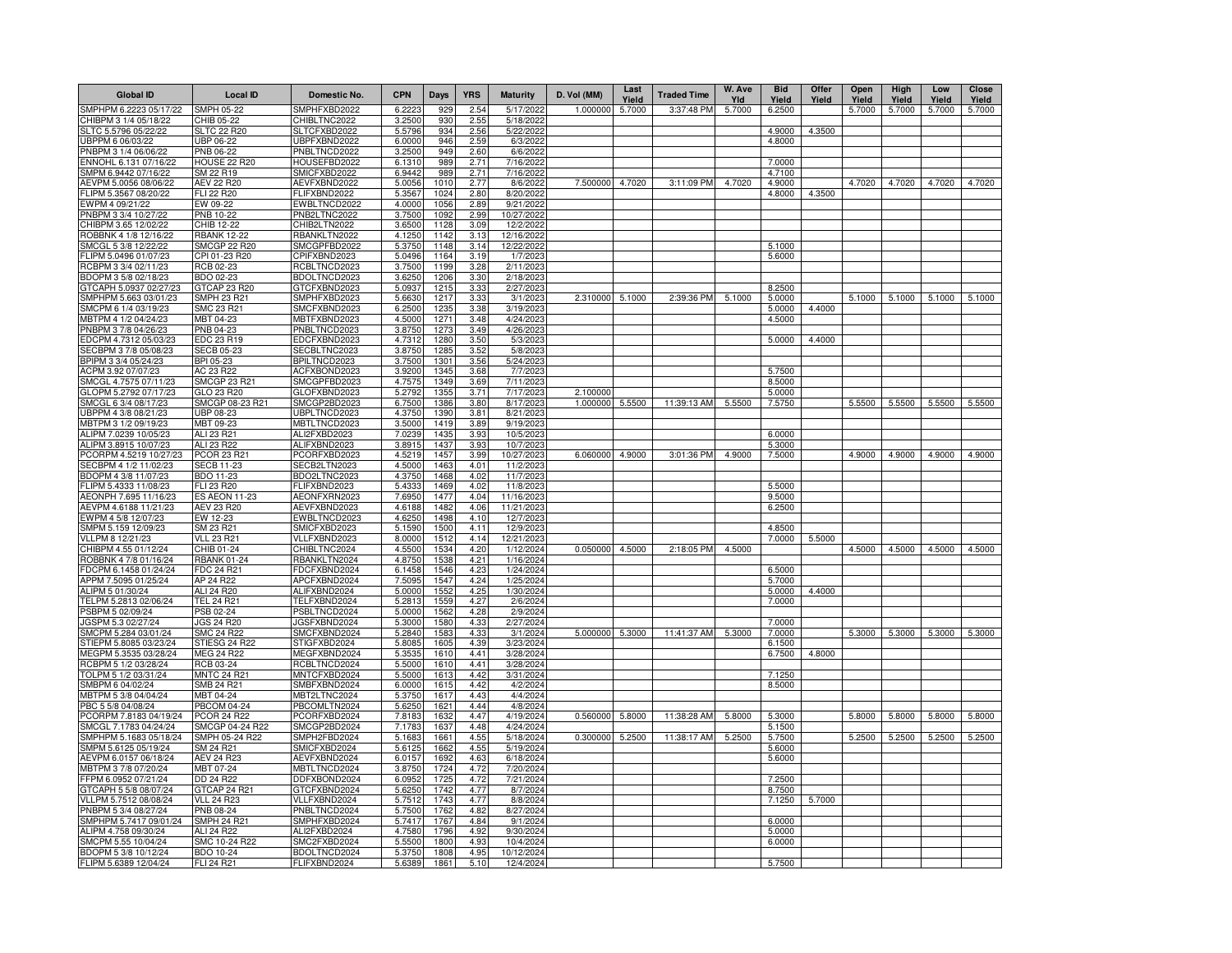| Global ID | Local ID | Domestic No. | CPN | Days | YRS | Maturity | D. Vol (MM) | Last Yield | Traded Time | W. Ave Yld | Bid Yield | Offer Yield | Open Yield | High Yield | Low Yield | Close Yield |
|---|---|---|---|---|---|---|---|---|---|---|---|---|---|---|---|---|
| SMPHPM 6.2223 05/17/22 | SMPH 05-22 | SMPHFXBD2022 | 6.2223 | 929 | 2.54 | 5/17/2022 | 1.000000 | 5.7000 | 3:37:48 PM | 5.7000 | 6.2500 | | 5.7000 | 5.7000 | 5.7000 | 5.7000 |
| CHIBPM 3 1/4 05/18/22 | CHIB 05-22 | CHIBLTNC2022 | 3.2500 | 930 | 2.55 | 5/18/2022 | | | | | | | | | | |
| SLTC 5.5796 05/22/22 | SLTC 22 R20 | SLTCFXBD2022 | 5.5796 | 934 | 2.56 | 5/22/2022 | | | | | 4.9000 | 4.3500 | | | | |
| UBPPM 6 06/03/22 | UBP 06-22 | UBPFXBND2022 | 6.0000 | 946 | 2.59 | 6/3/2022 | | | | | 4.8000 | | | | | |
| PNBPM 3 1/4 06/06/22 | PNB 06-22 | PNBLTNCD2022 | 3.2500 | 949 | 2.60 | 6/6/2022 | | | | | | | | | | |
| ENNOHL 6.131 07/16/22 | HOUSE 22 R20 | HOUSEFBD2022 | 6.1310 | 989 | 2.71 | 7/16/2022 | | | | | 7.0000 | | | | | |
| SMPM 6.9442 07/16/22 | SM 22 R19 | SMICFXBD2022 | 6.9442 | 989 | 2.71 | 7/16/2022 | | | | | 4.7100 | | | | | |
| AEVPM 5.0056 08/06/22 | AEV 22 R20 | AEVFXBND2022 | 5.0056 | 1010 | 2.77 | 8/6/2022 | 7.500000 | 4.7020 | 3:11:09 PM | 4.7020 | 4.9000 | | 4.7020 | 4.7020 | 4.7020 | 4.7020 |
| FLIPM 5.3567 08/20/22 | FLI 22 R20 | FLIFXBND2022 | 5.3567 | 1024 | 2.80 | 8/20/2022 | | | | | 4.8000 | 4.3500 | | | | |
| EWPM 4 09/21/22 | EW 09-22 | EWBLTNCD2022 | 4.0000 | 1056 | 2.89 | 9/21/2022 | | | | | | | | | | |
| PNBPM 3 3/4 10/27/22 | PNB 10-22 | PNB2LTNC2022 | 3.7500 | 1092 | 2.99 | 10/27/2022 | | | | | | | | | | |
| CHIBPM 3.65 12/02/22 | CHIB 12-22 | CHIB2LTN2022 | 3.6500 | 1128 | 3.09 | 12/2/2022 | | | | | | | | | | |
| ROBBNK 4 1/8 12/16/22 | RBANK 12-22 | RBANKLTN2022 | 4.1250 | 1142 | 3.13 | 12/16/2022 | | | | | | | | | | |
| SMCGL 5 3/8 12/22/22 | SMCGP 22 R20 | SMCGPFBD2022 | 5.3750 | 1148 | 3.14 | 12/22/2022 | | | | | 5.1000 | | | | | |
| FLIPM 5.0496 01/07/23 | CPI 01-23 R20 | CPIFXBND2023 | 5.0496 | 1164 | 3.19 | 1/7/2023 | | | | | 5.6000 | | | | | |
| RCBPM 3 3/4 02/11/23 | RCB 02-23 | RCBLTNCD2023 | 3.7500 | 1199 | 3.28 | 2/11/2023 | | | | | | | | | | |
| BDOPM 3 5/8 02/18/23 | BDO 02-23 | BDOLTNCD2023 | 3.6250 | 1206 | 3.30 | 2/18/2023 | | | | | | | | | | |
| GTCAPH 5.0937 02/27/23 | GTCAP 23 R20 | GTCFXBND2023 | 5.0937 | 1215 | 3.33 | 2/27/2023 | | | | | 8.2500 | | | | | |
| SMPHPM 5.663 03/01/23 | SMPH 23 R21 | SMPHFXBD2023 | 5.6630 | 1217 | 3.33 | 3/1/2023 | 2.310000 | 5.1000 | 2:39:36 PM | 5.1000 | 5.0000 | | 5.1000 | 5.1000 | 5.1000 | 5.1000 |
| SMCPM 6 1/4 03/19/23 | SMC 23 R21 | SMCFXBND2023 | 6.2500 | 1235 | 3.38 | 3/19/2023 | | | | | 5.0000 | 4.4000 | | | | |
| MBTPM 4 1/2 04/24/23 | MBT 04-23 | MBTFXBND2023 | 4.5000 | 1271 | 3.48 | 4/24/2023 | | | | | 4.5000 | | | | | |
| PNBPM 3 7/8 04/26/23 | PNB 04-23 | PNBLTNCD2023 | 3.8750 | 1273 | 3.49 | 4/26/2023 | | | | | | | | | | |
| EDCPM 4.7312 05/03/23 | EDC 23 R19 | EDCFXBND2023 | 4.7312 | 1280 | 3.50 | 5/3/2023 | | | | | 5.0000 | 4.4000 | | | | |
| SECBPM 3 7/8 05/08/23 | SECB 05-23 | SECBLTNC2023 | 3.8750 | 1285 | 3.52 | 5/8/2023 | | | | | | | | | | |
| BPIPM 3 3/4 05/24/23 | BPI 05-23 | BPILTNCD2023 | 3.7500 | 1301 | 3.56 | 5/24/2023 | | | | | | | | | | |
| ACPM 3.92 07/07/23 | AC 23 R22 | ACFXBOND2023 | 3.9200 | 1345 | 3.68 | 7/7/2023 | | | | | 5.7500 | | | | | |
| SMCGL 4.7575 07/11/23 | SMCGP 23 R21 | SMCGPFBD2023 | 4.7575 | 1349 | 3.69 | 7/11/2023 | | | | | 8.5000 | | | | | |
| GLOPM 5.2792 07/17/23 | GLO 23 R20 | GLOFXBND2023 | 5.2792 | 1355 | 3.71 | 7/17/2023 | 2.100000 | | | | 5.0000 | | | | | |
| SMCGL 6 3/4 08/17/23 | SMCGP 08-23 R21 | SMCGP2BD2023 | 6.7500 | 1386 | 3.80 | 8/17/2023 | 1.000000 | 5.5500 | 11:39:13 AM | 5.5500 | 7.5750 | | 5.5500 | 5.5500 | 5.5500 | 5.5500 |
| UBPPM 4 3/8 08/21/23 | UBP 08-23 | UBPLTNCD2023 | 4.3750 | 1390 | 3.81 | 8/21/2023 | | | | | | | | | | |
| MBTPM 3 1/2 09/19/23 | MBT 09-23 | MBTLTNCD2023 | 3.5000 | 1419 | 3.89 | 9/19/2023 | | | | | | | | | | |
| ALIPM 7.0239 10/05/23 | ALI 23 R21 | ALI2FXBD2023 | 7.0239 | 1435 | 3.93 | 10/5/2023 | | | | | 6.0000 | | | | | |
| ALIPM 3.8915 10/07/23 | ALI 23 R22 | ALIFXBND2023 | 3.8915 | 1437 | 3.93 | 10/7/2023 | | | | | 5.3000 | | | | | |
| PCORPM 4.5219 10/27/23 | PCOR 23 R21 | PCORFXBD2023 | 4.5219 | 1457 | 3.99 | 10/27/2023 | 6.060000 | 4.9000 | 3:01:36 PM | 4.9000 | 7.5000 | | 4.9000 | 4.9000 | 4.9000 | 4.9000 |
| SECBPM 4 1/2 11/02/23 | SECB 11-23 | SECB2LTN2023 | 4.5000 | 1463 | 4.01 | 11/2/2023 | | | | | | | | | | |
| BDOPM 4 3/8 11/07/23 | BDO 11-23 | BDO2LTNC2023 | 4.3750 | 1468 | 4.02 | 11/7/2023 | | | | | | | | | | |
| FLIPM 5.4333 11/08/23 | FLI 23 R20 | FLIFXBND2023 | 5.4333 | 1469 | 4.02 | 11/8/2023 | | | | | 5.5000 | | | | | |
| AEONPH 7.695 11/16/23 | ES AEON 11-23 | AEONFXRN2023 | 7.6950 | 1477 | 4.04 | 11/16/2023 | | | | | 9.5000 | | | | | |
| AEVPM 4.6188 11/21/23 | AEV 23 R20 | AEVFXBND2023 | 4.6188 | 1482 | 4.06 | 11/21/2023 | | | | | 6.2500 | | | | | |
| EWPM 4 5/8 12/07/23 | EW 12-23 | EWBLTNCD2023 | 4.6250 | 1498 | 4.10 | 12/7/2023 | | | | | | | | | | |
| SMPM 5.159 12/09/23 | SM 23 R21 | SMICFXBD2023 | 5.1590 | 1500 | 4.11 | 12/9/2023 | | | | | 4.8500 | | | | | |
| VLLPM 8 12/21/23 | VLL 23 R21 | VLLFXBND2023 | 8.0000 | 1512 | 4.14 | 12/21/2023 | | | | | 7.0000 | 5.5000 | | | | |
| CHIBPM 4.55 01/12/24 | CHIB 01-24 | CHIBLTNC2024 | 4.5500 | 1534 | 4.20 | 1/12/2024 | 0.050000 | 4.5000 | 2:18:05 PM | 4.5000 | | | 4.5000 | 4.5000 | 4.5000 | 4.5000 |
| ROBBNK 4 7/8 01/16/24 | RBANK 01-24 | RBANKLTN2024 | 4.8750 | 1538 | 4.21 | 1/16/2024 | | | | | | | | | | |
| FDCPM 6.1458 01/24/24 | FDC 24 R21 | FDCFXBND2024 | 6.1458 | 1546 | 4.23 | 1/24/2024 | | | | | 6.5000 | | | | | |
| APPM 7.5095 01/25/24 | AP 24 R22 | APCFXBND2024 | 7.5095 | 1547 | 4.24 | 1/25/2024 | | | | | 5.7000 | | | | | |
| ALIPM 5 01/30/24 | ALI 24 R20 | ALIFXBND2024 | 5.0000 | 1552 | 4.25 | 1/30/2024 | | | | | 5.0000 | 4.4000 | | | | |
| TELPM 5.2813 02/06/24 | TEL 24 R21 | TELFXBND2024 | 5.2813 | 1559 | 4.27 | 2/6/2024 | | | | | 7.0000 | | | | | |
| PSBPM 5 02/09/24 | PSB 02-24 | PSBLTNCD2024 | 5.0000 | 1562 | 4.28 | 2/9/2024 | | | | | | | | | | |
| JGSPM 5.3 02/27/24 | JGS 24 R20 | JGSFXBND2024 | 5.3000 | 1580 | 4.33 | 2/27/2024 | | | | | 7.0000 | | | | | |
| SMCPM 5.284 03/01/24 | SMC 24 R22 | SMCFXBND2024 | 5.2840 | 1583 | 4.33 | 3/1/2024 | 5.000000 | 5.3000 | 11:41:37 AM | 5.3000 | 7.0000 | | 5.3000 | 5.3000 | 5.3000 | 5.3000 |
| STIEPM 5.8085 03/23/24 | STIESG 24 R22 | STIGFXBD2024 | 5.8085 | 1605 | 4.39 | 3/23/2024 | | | | | 6.1500 | | | | | |
| MEGPM 5.3535 03/28/24 | MEG 24 R22 | MEGFXBND2024 | 5.3535 | 1610 | 4.41 | 3/28/2024 | | | | | 6.7500 | 4.8000 | | | | |
| RCBPM 5 1/2 03/28/24 | RCB 03-24 | RCBLTNCD2024 | 5.5000 | 1610 | 4.41 | 3/28/2024 | | | | | | | | | | |
| TOLPM 5 1/2 03/31/24 | MNTC 24 R21 | MNTCFXBD2024 | 5.5000 | 1613 | 4.42 | 3/31/2024 | | | | | 7.1250 | | | | | |
| SMBPM 6 04/02/24 | SMB 24 R21 | SMBFXBND2024 | 6.0000 | 1615 | 4.42 | 4/2/2024 | | | | | 8.5000 | | | | | |
| MBTPM 5 3/8 04/04/24 | MBT 04-24 | MBT2LTNC2024 | 5.3750 | 1617 | 4.43 | 4/4/2024 | | | | | | | | | | |
| PBC 5 5/8 04/08/24 | PBCOM 04-24 | PBCOMLTN2024 | 5.6250 | 1621 | 4.44 | 4/8/2024 | | | | | | | | | | |
| PCORPM 7.8183 04/19/24 | PCOR 24 R22 | PCORFXBD2024 | 7.8183 | 1632 | 4.47 | 4/19/2024 | 0.560000 | 5.8000 | 11:38:28 AM | 5.8000 | 5.3000 | | 5.8000 | 5.8000 | 5.8000 | 5.8000 |
| SMCGL 7.1783 04/24/24 | SMCGP 04-24 R22 | SMCGP2BD2024 | 7.1783 | 1637 | 4.48 | 4/24/2024 | | | | | 5.1500 | | | | | |
| SMPHPM 5.1683 05/18/24 | SMPH 05-24 R22 | SMPH2FBD2024 | 5.1683 | 1661 | 4.55 | 5/18/2024 | 0.300000 | 5.2500 | 11:38:17 AM | 5.2500 | 5.7500 | | 5.2500 | 5.2500 | 5.2500 | 5.2500 |
| SMPM 5.6125 05/19/24 | SM 24 R21 | SMICFXBD2024 | 5.6125 | 1662 | 4.55 | 5/19/2024 | | | | | 5.6000 | | | | | |
| AEVPM 6.0157 06/18/24 | AEV 24 R23 | AEVFXBND2024 | 6.0157 | 1692 | 4.63 | 6/18/2024 | | | | | 5.6000 | | | | | |
| MBTPM 3 7/8 07/20/24 | MBT 07-24 | MBTLTNCD2024 | 3.8750 | 1724 | 4.72 | 7/20/2024 | | | | | | | | | | |
| FFPM 6.0952 07/21/24 | DD 24 R22 | DDFXBOND2024 | 6.0952 | 1725 | 4.72 | 7/21/2024 | | | | | 7.2500 | | | | | |
| GTCAPH 5 5/8 08/07/24 | GTCAP 24 R21 | GTCFXBND2024 | 5.6250 | 1742 | 4.77 | 8/7/2024 | | | | | 8.7500 | | | | | |
| VLLPM 5.7512 08/08/24 | VLL 24 R23 | VLLFXBND2024 | 5.7512 | 1743 | 4.77 | 8/8/2024 | | | | | 7.1250 | 5.7000 | | | | |
| PNBPM 5 3/4 08/27/24 | PNB 08-24 | PNBLTNCD2024 | 5.7500 | 1762 | 4.82 | 8/27/2024 | | | | | | | | | | |
| SMPHPM 5.7417 09/01/24 | SMPH 24 R21 | SMPHFXBD2024 | 5.7417 | 1767 | 4.84 | 9/1/2024 | | | | | 6.0000 | | | | | |
| ALIPM 4.758 09/30/24 | ALI 24 R22 | ALI2FXBD2024 | 4.7580 | 1796 | 4.92 | 9/30/2024 | | | | | 5.0000 | | | | | |
| SMCPM 5.55 10/04/24 | SMC 10-24 R22 | SMC2FXBD2024 | 5.5500 | 1800 | 4.93 | 10/4/2024 | | | | | 6.0000 | | | | | |
| BDOPM 5 3/8 10/12/24 | BDO 10-24 | BDOLTNCD2024 | 5.3750 | 1808 | 4.95 | 10/12/2024 | | | | | | | | | | |
| FLIPM 5.6389 12/04/24 | FLI 24 R21 | FLIFXBND2024 | 5.6389 | 1861 | 5.10 | 12/4/2024 | | | | | 5.7500 | | | | | |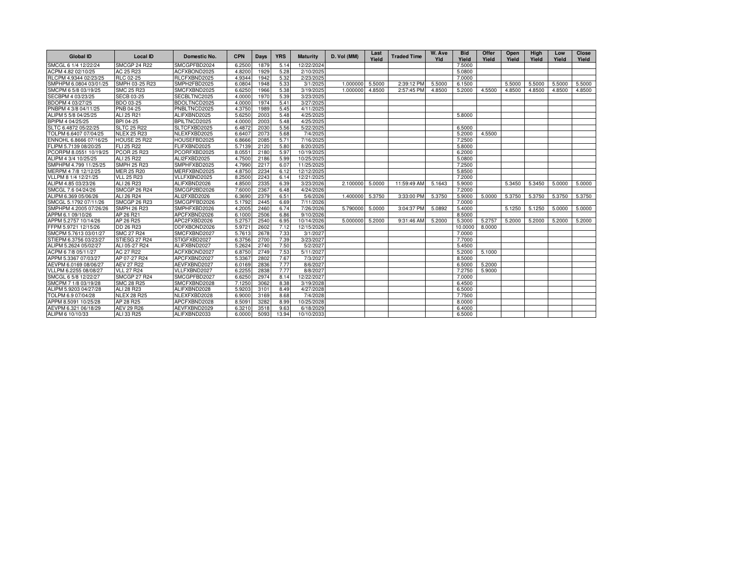| Global ID | Local ID | Domestic No. | CPN | Days | YRS | Maturity | D. Vol (MM) | Last Yield | Traded Time | W. Ave Yld | Bid Yield | Offer Yield | Open Yield | High Yield | Low Yield | Close Yield |
|---|---|---|---|---|---|---|---|---|---|---|---|---|---|---|---|---|
| SMCGL 6 1/4 12/22/24 | SMCGP 24 R22 | SMCGPFBD2024 | 6.2500 | 1879 | 5.14 | 12/22/2024 | | | | | 7.5000 | | | | | |
| ACPM 4.82 02/10/25 | AC 25 R23 | ACFXBOND2025 | 4.8200 | 1929 | 5.28 | 2/10/2025 | | | | | 5.0800 | | | | | |
| RLCPM 4.9344 02/23/25 | RLC 02-25 | RLCFXBND2025 | 4.9344 | 1942 | 5.32 | 2/23/2025 | | | | | 7.0000 | | | | | |
| SMPHPM 6.0804 03/01/25 | SMPH 03-25 R23 | SMPH2FBD2025 | 6.0804 | 1948 | 5.33 | 3/1/2025 | 1.000000 | 5.5000 | 2:39:12 PM | 5.5000 | 6.1500 | | 5.5000 | 5.5000 | 5.5000 | 5.5000 |
| SMCPM 6 5/8 03/19/25 | SMC 25 R23 | SMCFXBND2025 | 6.6250 | 1966 | 5.38 | 3/19/2025 | 1.000000 | 4.8500 | 2:57:45 PM | 4.8500 | 5.2000 | 4.5500 | 4.8500 | 4.8500 | 4.8500 | 4.8500 |
| SECBPM 4 03/23/25 | SECB 03-25 | SECBLTNC2025 | 4.0000 | 1970 | 5.39 | 3/23/2025 | | | | | | | | | | |
| BDOPM 4 03/27/25 | BDO 03-25 | BDOLTNCD2025 | 4.0000 | 1974 | 5.41 | 3/27/2025 | | | | | | | | | | |
| PNBPM 4 3/8 04/11/25 | PNB 04-25 | PNBLTNCD2025 | 4.3750 | 1989 | 5.45 | 4/11/2025 | | | | | | | | | | |
| ALIPM 5 5/8 04/25/25 | ALI 25 R21 | ALIFXBND2025 | 5.6250 | 2003 | 5.48 | 4/25/2025 | | | | | 5.8000 | | | | | |
| BPIPM 4 04/25/25 | BPI 04-25 | BPILTNCD2025 | 4.0000 | 2003 | 5.48 | 4/25/2025 | | | | | | | | | | |
| SLTC 6.4872 05/22/25 | SLTC 25 R22 | SLTCFXBD2025 | 6.4872 | 2030 | 5.56 | 5/22/2025 | | | | | 6.5000 | | | | | |
| TOLPM 6.6407 07/04/25 | NLEX 25 R23 | NLEXFXBD2025 | 6.6407 | 2073 | 5.68 | 7/4/2025 | | | | | 5.2000 | 4.5500 | | | | |
| ENNOHL 6.8666 07/16/25 | HOUSE 25 R22 | HOUSEFBD2025 | 6.8666 | 2085 | 5.71 | 7/16/2025 | | | | | 7.2500 | | | | | |
| FLIPM 5.7139 08/20/25 | FLI 25 R22 | FLIFXBND2025 | 5.7139 | 2120 | 5.80 | 8/20/2025 | | | | | 5.8000 | | | | | |
| PCORPM 8.0551 10/19/25 | PCOR 25 R23 | PCORFXBD2025 | 8.0551 | 2180 | 5.97 | 10/19/2025 | | | | | 6.2000 | | | | | |
| ALIPM 4 3/4 10/25/25 | ALI 25 R22 | ALI2FXBD2025 | 4.7500 | 2186 | 5.99 | 10/25/2025 | | | | | 5.0800 | | | | | |
| SMPHPM 4.799 11/25/25 | SMPH 25 R23 | SMPHFXBD2025 | 4.7990 | 2217 | 6.07 | 11/25/2025 | | | | | 7.2500 | | | | | |
| MERPM 4 7/8 12/12/25 | MER 25 R20 | MERFXBND2025 | 4.8750 | 2234 | 6.12 | 12/12/2025 | | | | | 5.8500 | | | | | |
| VLLPM 8 1/4 12/21/25 | VLL 25 R23 | VLLFXBND2025 | 8.2500 | 2243 | 6.14 | 12/21/2025 | | | | | 7.2000 | | | | | |
| ALIPM 4.85 03/23/26 | ALI 26 R23 | ALIFXBND2026 | 4.8500 | 2335 | 6.39 | 3/23/2026 | 2.100000 | 5.0000 | 11:59:49 AM | 5.1643 | 5.9000 | | 5.3450 | 5.3450 | 5.0000 | 5.0000 |
| SMCGL 7.6 04/24/26 | SMCGP 26 R24 | SMCGP2BD2026 | 7.6000 | 2367 | 6.48 | 4/24/2026 | | | | | 7.2000 | | | | | |
| ALIPM 6.369 05/06/26 | ALI 26 R24 | ALI2FXBD2026 | 6.3690 | 2379 | 6.51 | 5/6/2026 | 1.400000 | 5.3750 | 3:33:00 PM | 5.3750 | 5.9000 | 5.0000 | 5.3750 | 5.3750 | 5.3750 | 5.3750 |
| SMCGL 5.1792 07/11/26 | SMCGP 26 R23 | SMCGPFBD2026 | 5.1792 | 2445 | 6.69 | 7/11/2026 | | | | | 7.0000 | | | | | |
| SMPHPM 4.2005 07/26/26 | SMPH 26 R23 | SMPHFXBD2026 | 4.2005 | 2460 | 6.74 | 7/26/2026 | 5.790000 | 5.0000 | 3:04:37 PM | 5.0892 | 5.4000 | | 5.1250 | 5.1250 | 5.0000 | 5.0000 |
| APPM 6.1 09/10/26 | AP 26 R21 | APCFXBND2026 | 6.1000 | 2506 | 6.86 | 9/10/2026 | | | | | 8.5000 | | | | | |
| APPM 5.2757 10/14/26 | AP 26 R25 | APC2FXBD2026 | 5.2757 | 2540 | 6.95 | 10/14/2026 | 5.000000 | 5.2000 | 9:31:46 AM | 5.2000 | 5.3000 | 5.2757 | 5.2000 | 5.2000 | 5.2000 | 5.2000 |
| FFPM 5.9721 12/15/26 | DD 26 R23 | DDFXBOND2026 | 5.9721 | 2602 | 7.12 | 12/15/2026 | | | | | 10.0000 | 8.0000 | | | | |
| SMCPM 5.7613 03/01/27 | SMC 27 R24 | SMCFXBND2027 | 5.7613 | 2678 | 7.33 | 3/1/2027 | | | | | 7.0000 | | | | | |
| STIEPM 6.3756 03/23/27 | STIESG 27 R24 | STIGFXBD2027 | 6.3756 | 2700 | 7.39 | 3/23/2027 | | | | | 7.7000 | | | | | |
| ALIPM 5.2624 05/02/27 | ALI 05-27 R24 | ALIFXBND2027 | 5.2624 | 2740 | 7.50 | 5/2/2027 | | | | | 5.4500 | | | | | |
| ACPM 6 7/8 05/11/27 | AC 27 R22 | ACFXBOND2027 | 6.8750 | 2749 | 7.53 | 5/11/2027 | | | | | 5.2000 | 5.1000 | | | | |
| APPM 5.3367 07/03/27 | AP 07-27 R24 | APCFXBND2027 | 5.3367 | 2802 | 7.67 | 7/3/2027 | | | | | 8.5000 | | | | | |
| AEVPM 6.0169 08/06/27 | AEV 27 R22 | AEVFXBND2027 | 6.0169 | 2836 | 7.77 | 8/6/2027 | | | | | 6.5000 | 5.2000 | | | | |
| VLLPM 6.2255 08/08/27 | VLL 27 R24 | VLLFXBND2027 | 6.2255 | 2838 | 7.77 | 8/8/2027 | | | | | 7.2750 | 5.9000 | | | | |
| SMCGL 6 5/8 12/22/27 | SMCGP 27 R24 | SMCGPFBD2027 | 6.6250 | 2974 | 8.14 | 12/22/2027 | | | | | 7.0000 | | | | | |
| SMCPM 7 1/8 03/19/28 | SMC 28 R25 | SMCFXBND2028 | 7.1250 | 3062 | 8.38 | 3/19/2028 | | | | | 6.4500 | | | | | |
| ALIPM 5.9203 04/27/28 | ALI 28 R23 | ALIFXBND2028 | 5.9203 | 3101 | 8.49 | 4/27/2028 | | | | | 6.5000 | | | | | |
| TOLPM 6.9 07/04/28 | NLEX 28 R25 | NLEXFXBD2028 | 6.9000 | 3169 | 8.68 | 7/4/2028 | | | | | 7.7500 | | | | | |
| APPM 8.5091 10/25/28 | AP 28 R25 | APCFXBND2028 | 8.5091 | 3282 | 8.99 | 10/25/2028 | | | | | 8.0000 | | | | | |
| AEVPM 6.321 06/18/29 | AEV 29 R26 | AEVFXBND2029 | 6.3210 | 3518 | 9.63 | 6/18/2029 | | | | | 6.4000 | | | | | |
| ALIPM 6 10/10/33 | ALI 33 R25 | ALIFXBND2033 | 6.0000 | 5093 | 13.94 | 10/10/2033 | | | | | 6.5000 | | | | | |